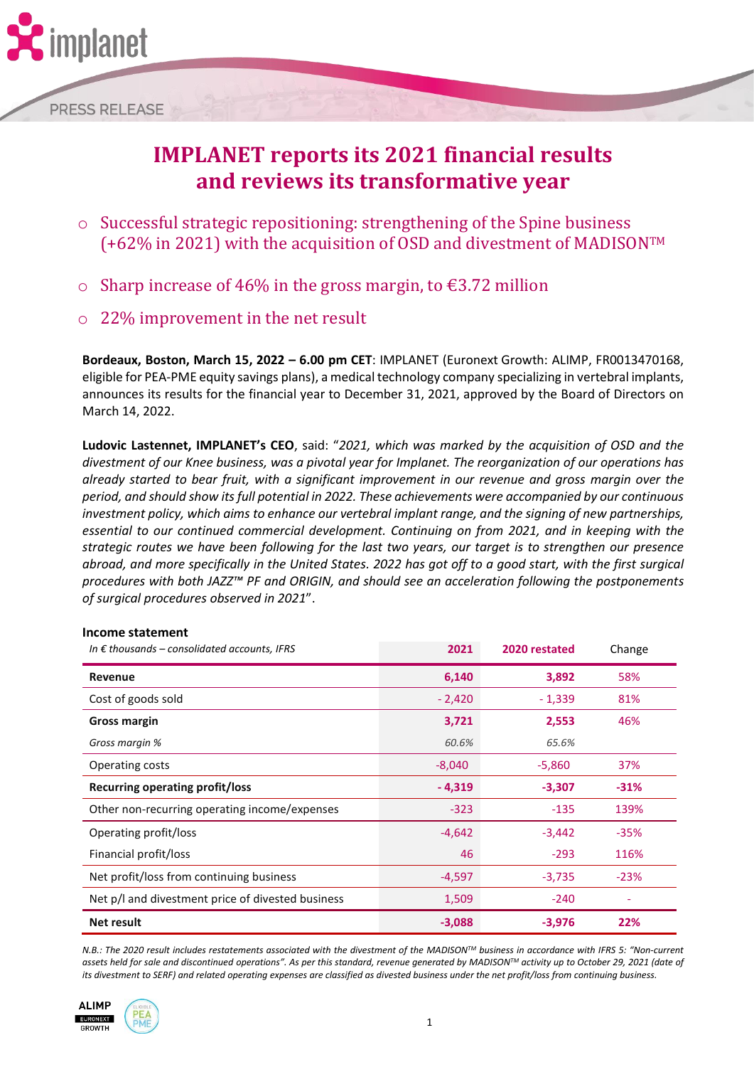PRESS RELEASE

# IMPLANET reports its 2021 financial results and reviews its transformative year

- Successful strategic repositioning: strengthening of the Spine business (+62% in 2021) with the acquisition of OSD and divestment of MADISON™
- Sharp increase of 46% in the gross margin, to €3.72 million
- 22% improvement in the net result

**Bordeaux, Boston, March 15, 2022 – 6.00 pm CET**: IMPLANET (Euronext Growth: ALIMP, FR0013470168, eligible for PEA-PME equity savings plans), a medical technology company specializing in vertebral implants, announces its results for the financial year to December 31, 2021, approved by the Board of Directors on March 14, 2022.

**Ludovic Lastennet, IMPLANET's CEO**, said: "*2021, which was marked by the acquisition of OSD and the divestment of our Knee business, was a pivotal year for Implanet. The reorganization of our operations has already started to bear fruit, with a significant improvement in our revenue and gross margin over the period, and should show its full potential in 2022. These achievements were accompanied by our continuous investment policy, which aims to enhance our vertebral implant range, and the signing of new partnerships, essential to our continued commercial development. Continuing on from 2021, and in keeping with the strategic routes we have been following for the last two years, our target is to strengthen our presence abroad, and more specifically in the United States. 2022 has got off to a good start, with the first surgical procedures with both JAZZ™ PF and ORIGIN, and should see an acceleration following the postponements of surgical procedures observed in 2021*".

**Income statement**

| *In € thousands – consolidated accounts, IFRS* | **2021** | **2020 restated** | Change |
|---|---|---|---|
| **Revenue** | **6,140** | **3,892** | 58% |
| Cost of goods sold | - 2,420 | - 1,339 | 81% |
| **Gross margin** | **3,721** | **2,553** | 46% |
| *Gross margin %* | *60.6%* | *65.6%* | |
| Operating costs | -8,040 | -5,860 | 37% |
| **Recurring operating profit/loss** | **- 4,319** | **-3,307** | **-31%** |
| Other non-recurring operating income/expenses | -323 | -135 | 139% |
| Operating profit/loss | -4,642 | -3,442 | -35% |
| Financial profit/loss | 46 | -293 | 116% |
| Net profit/loss from continuing business | -4,597 | -3,735 | -23% |
| Net p/l and divestment price of divested business | 1,509 | -240 | - |
| **Net result** | **-3,088** | **-3,976** | **22%** |

*N.B.: The 2020 result includes restatements associated with the divestment of the MADISON™ business in accordance with IFRS 5: "Non-current assets held for sale and discontinued operations". As per this standard, revenue generated by MADISON™ activity up to October 29, 2021 (date of its divestment to SERF) and related operating expenses are classified as divested business under the net profit/loss from continuing business.*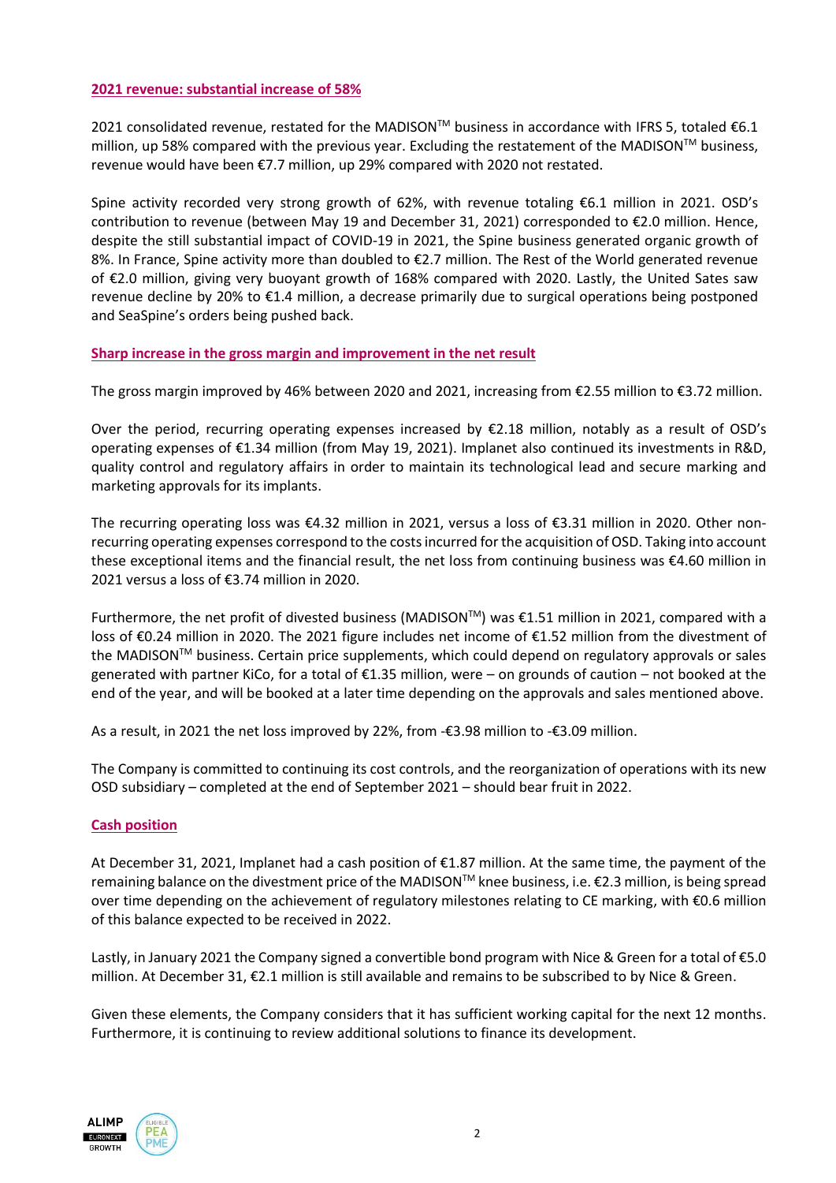## 2021 revenue: substantial increase of 58%

2021 consolidated revenue, restated for the MADISON™ business in accordance with IFRS 5, totaled €6.1 million, up 58% compared with the previous year. Excluding the restatement of the MADISON™ business, revenue would have been €7.7 million, up 29% compared with 2020 not restated.

Spine activity recorded very strong growth of 62%, with revenue totaling €6.1 million in 2021. OSD's contribution to revenue (between May 19 and December 31, 2021) corresponded to €2.0 million. Hence, despite the still substantial impact of COVID-19 in 2021, the Spine business generated organic growth of 8%. In France, Spine activity more than doubled to €2.7 million. The Rest of the World generated revenue of €2.0 million, giving very buoyant growth of 168% compared with 2020. Lastly, the United Sates saw revenue decline by 20% to €1.4 million, a decrease primarily due to surgical operations being postponed and SeaSpine's orders being pushed back.

## Sharp increase in the gross margin and improvement in the net result

The gross margin improved by 46% between 2020 and 2021, increasing from €2.55 million to €3.72 million.

Over the period, recurring operating expenses increased by €2.18 million, notably as a result of OSD's operating expenses of €1.34 million (from May 19, 2021). Implanet also continued its investments in R&D, quality control and regulatory affairs in order to maintain its technological lead and secure marking and marketing approvals for its implants.

The recurring operating loss was €4.32 million in 2021, versus a loss of €3.31 million in 2020. Other non-recurring operating expenses correspond to the costs incurred for the acquisition of OSD. Taking into account these exceptional items and the financial result, the net loss from continuing business was €4.60 million in 2021 versus a loss of €3.74 million in 2020.

Furthermore, the net profit of divested business (MADISON™) was €1.51 million in 2021, compared with a loss of €0.24 million in 2020. The 2021 figure includes net income of €1.52 million from the divestment of the MADISON™ business. Certain price supplements, which could depend on regulatory approvals or sales generated with partner KiCo, for a total of €1.35 million, were – on grounds of caution – not booked at the end of the year, and will be booked at a later time depending on the approvals and sales mentioned above.

As a result, in 2021 the net loss improved by 22%, from -€3.98 million to -€3.09 million.

The Company is committed to continuing its cost controls, and the reorganization of operations with its new OSD subsidiary – completed at the end of September 2021 – should bear fruit in 2022.

## Cash position

At December 31, 2021, Implanet had a cash position of €1.87 million. At the same time, the payment of the remaining balance on the divestment price of the MADISON™ knee business, i.e. €2.3 million, is being spread over time depending on the achievement of regulatory milestones relating to CE marking, with €0.6 million of this balance expected to be received in 2022.

Lastly, in January 2021 the Company signed a convertible bond program with Nice & Green for a total of €5.0 million. At December 31, €2.1 million is still available and remains to be subscribed to by Nice & Green.

Given these elements, the Company considers that it has sufficient working capital for the next 12 months. Furthermore, it is continuing to review additional solutions to finance its development.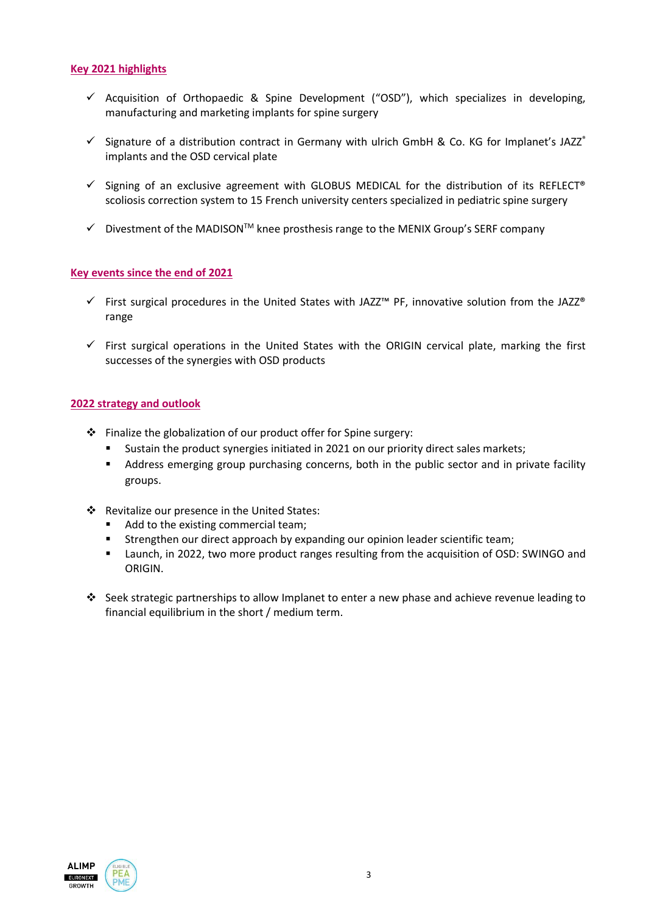## Key 2021 highlights

- ✓ Acquisition of Orthopaedic & Spine Development ("OSD"), which specializes in developing, manufacturing and marketing implants for spine surgery
- ✓ Signature of a distribution contract in Germany with ulrich GmbH & Co. KG for Implanet's JAZZ® implants and the OSD cervical plate
- ✓ Signing of an exclusive agreement with GLOBUS MEDICAL for the distribution of its REFLECT® scoliosis correction system to 15 French university centers specialized in pediatric spine surgery
- ✓ Divestment of the MADISON™ knee prosthesis range to the MENIX Group's SERF company

## Key events since the end of 2021

- ✓ First surgical procedures in the United States with JAZZ™ PF, innovative solution from the JAZZ® range
- ✓ First surgical operations in the United States with the ORIGIN cervical plate, marking the first successes of the synergies with OSD products

## 2022 strategy and outlook

- ❖ Finalize the globalization of our product offer for Spine surgery:
  - Sustain the product synergies initiated in 2021 on our priority direct sales markets;
  - Address emerging group purchasing concerns, both in the public sector and in private facility groups.
- ❖ Revitalize our presence in the United States:
  - Add to the existing commercial team;
  - Strengthen our direct approach by expanding our opinion leader scientific team;
  - Launch, in 2022, two more product ranges resulting from the acquisition of OSD: SWINGO and ORIGIN.
- ❖ Seek strategic partnerships to allow Implanet to enter a new phase and achieve revenue leading to financial equilibrium in the short / medium term.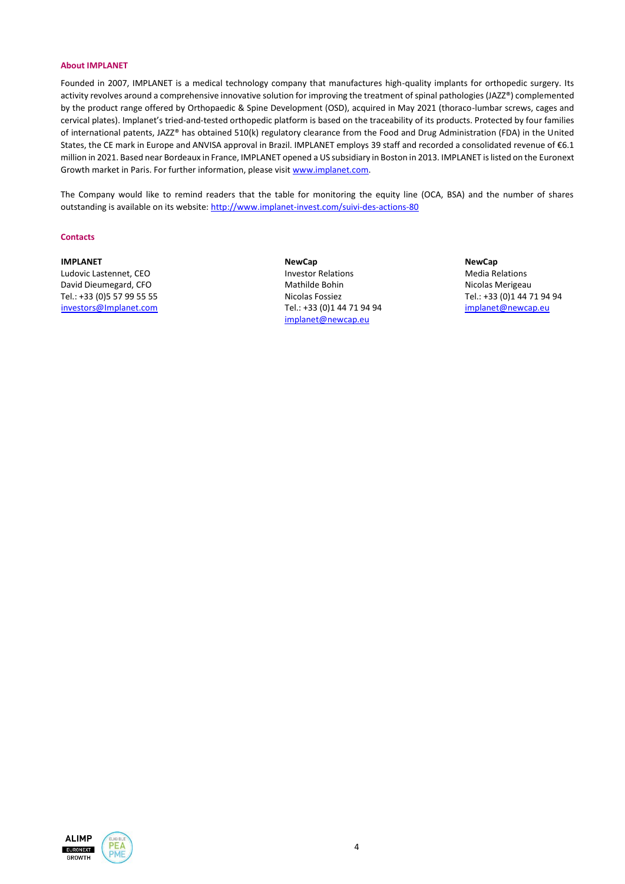### About IMPLANET

Founded in 2007, IMPLANET is a medical technology company that manufactures high-quality implants for orthopedic surgery. Its activity revolves around a comprehensive innovative solution for improving the treatment of spinal pathologies (JAZZ®) complemented by the product range offered by Orthopaedic & Spine Development (OSD), acquired in May 2021 (thoraco-lumbar screws, cages and cervical plates). Implanet's tried-and-tested orthopedic platform is based on the traceability of its products. Protected by four families of international patents, JAZZ® has obtained 510(k) regulatory clearance from the Food and Drug Administration (FDA) in the United States, the CE mark in Europe and ANVISA approval in Brazil. IMPLANET employs 39 staff and recorded a consolidated revenue of €6.1 million in 2021. Based near Bordeaux in France, IMPLANET opened a US subsidiary in Boston in 2013. IMPLANET is listed on the Euronext Growth market in Paris. For further information, please visit www.implanet.com.

The Company would like to remind readers that the table for monitoring the equity line (OCA, BSA) and the number of shares outstanding is available on its website: http://www.implanet-invest.com/suivi-des-actions-80

### Contacts

**IMPLANET**
Ludovic Lastennet, CEO
David Dieumegard, CFO
Tel.: +33 (0)5 57 99 55 55
investors@Implanet.com

**NewCap**
Investor Relations
Mathilde Bohin
Nicolas Fossiez
Tel.: +33 (0)1 44 71 94 94
implanet@newcap.eu

**NewCap**
Media Relations
Nicolas Merigeau
Tel.: +33 (0)1 44 71 94 94
implanet@newcap.eu

ALIMP
EURONEXT
GROWTH

ELIGIBLE
PEA
PME